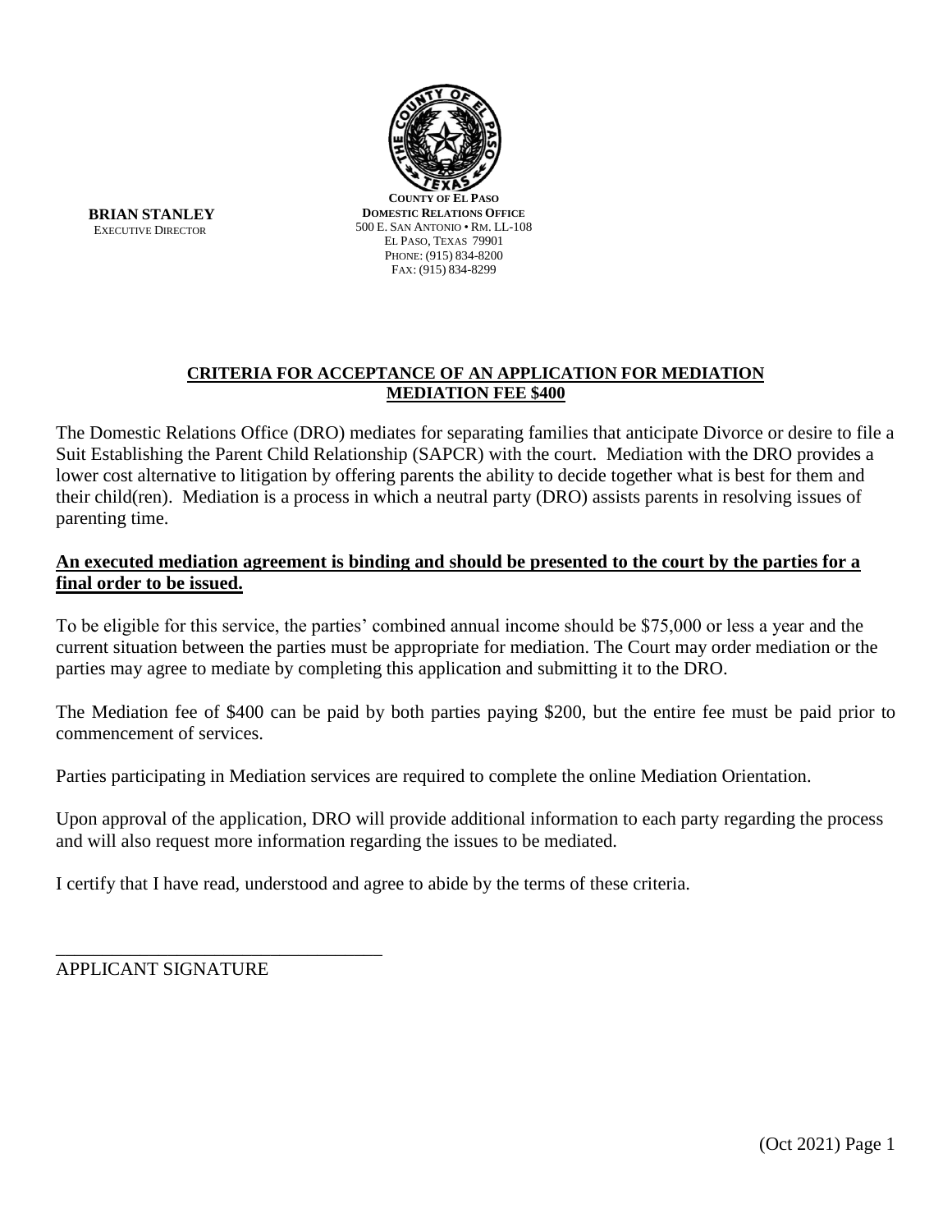**BRIAN STANLEY**
EXECUTIVE DIRECTOR

**COUNTY OF EL PASO**
**DOMESTIC RELATIONS OFFICE**
500 E. SAN ANTONIO • RM. LL-108
EL PASO, TEXAS 79901
PHONE: (915) 834-8200
FAX: (915) 834-8299

## CRITERIA FOR ACCEPTANCE OF AN APPLICATION FOR MEDIATION
## MEDIATION FEE $400

The Domestic Relations Office (DRO) mediates for separating families that anticipate Divorce or desire to file a Suit Establishing the Parent Child Relationship (SAPCR) with the court. Mediation with the DRO provides a lower cost alternative to litigation by offering parents the ability to decide together what is best for them and their child(ren). Mediation is a process in which a neutral party (DRO) assists parents in resolving issues of parenting time.

**An executed mediation agreement is binding and should be presented to the court by the parties for a final order to be issued.**

To be eligible for this service, the parties' combined annual income should be $75,000 or less a year and the current situation between the parties must be appropriate for mediation. The Court may order mediation or the parties may agree to mediate by completing this application and submitting it to the DRO.

The Mediation fee of $400 can be paid by both parties paying $200, but the entire fee must be paid prior to commencement of services.

Parties participating in Mediation services are required to complete the online Mediation Orientation.

Upon approval of the application, DRO will provide additional information to each party regarding the process and will also request more information regarding the issues to be mediated.

I certify that I have read, understood and agree to abide by the terms of these criteria.

\_\_\_\_\_\_\_\_\_\_\_\_\_\_\_\_\_\_\_\_\_\_\_\_\_\_\_\_\_\_\_\_\_\_\_
APPLICANT SIGNATURE

(Oct 2021)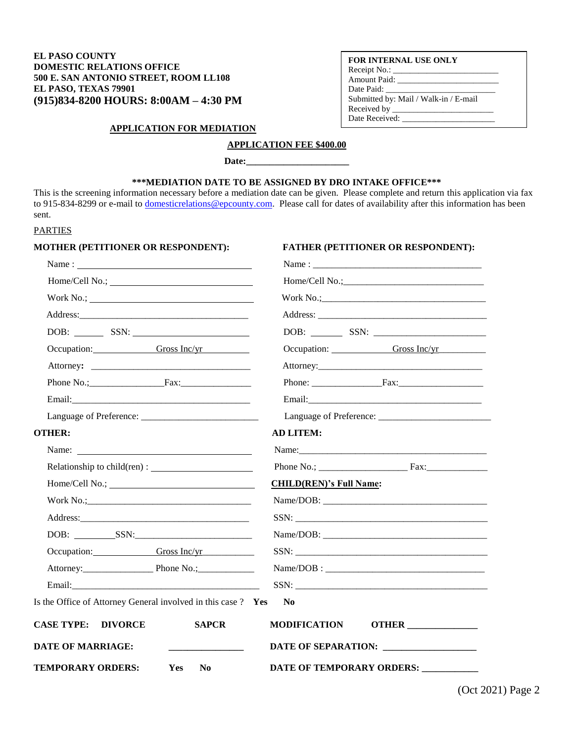**EL PASO COUNTY**
**DOMESTIC RELATIONS OFFICE**
**500 E. SAN ANTONIO STREET, ROOM LL108**
**EL PASO, TEXAS 79901**
**(915)834-8200 HOURS: 8:00AM – 4:30 PM**

| **FOR INTERNAL USE ONLY** |
|---|
| Receipt No.: ________________________ |
| Amount Paid: ________________________ |
| Date Paid: ________________________ |
| Submitted by: Mail / Walk-in / E-mail |
| Received by ________________________ |
| Date Received: ________________________ |

## APPLICATION FOR MEDIATION

**APPLICATION FEE $400.00**

**Date:_____________________**

**\*\*\*MEDIATION DATE TO BE ASSIGNED BY DRO INTAKE OFFICE\*\*\***

This is the screening information necessary before a mediation date can be given. Please complete and return this application via fax to 915-834-8299 or e-mail to domesticrelations@epcounty.com. Please call for dates of availability after this information has been sent.

PARTIES

**MOTHER (PETITIONER OR RESPONDENT):**

Name : ____________________________________

Home/Cell No.; ____________________________

Work No.; ________________________________

Address:__________________________________

DOB: ______ SSN: __________________________

Occupation:____________ Gross Inc/yr __________

Attorney: _________________________________

Phone No.;_______________Fax:______________

Email:____________________________________

Language of Preference: _______________________

**FATHER (PETITIONER OR RESPONDENT):**

Name : ____________________________________

Home/Cell No.;_____________________________

Work No.;_________________________________

Address: __________________________________

DOB: ______ SSN: __________________________

Occupation: ____________ Gross Inc/yr__________

Attorney:__________________________________

Phone: ______________Fax:_________________

Email:____________________________________

Language of Preference: _______________________

**OTHER:**

Name: ____________________________________

Relationship to child(ren) : ____________________

Home/Cell No.; ____________________________

Work No.;_________________________________

Address:__________________________________

DOB: ________SSN:_________________________

Occupation:____________ Gross Inc/yr__________

Attorney:______________ Phone No.;___________

Email:____________________________________

**AD LITEM:**

Name:____________________________________

Phone No.; __________________ Fax:____________

**CHILD(REN)'s Full Name:**

Name/DOB: _________________________________

SSN: ______________________________________

Name/DOB: _________________________________

SSN: ______________________________________

Name/DOB : _________________________________

SSN: ______________________________________

Is the Office of Attorney General involved in this case ? **Yes** **No**

**CASE TYPE: DIVORCE** **SAPCR** **MODIFICATION** **OTHER ______________**

**DATE OF MARRIAGE:** _______________ **DATE OF SEPARATION:** ___________________

**TEMPORARY ORDERS:** **Yes** **No** **DATE OF TEMPORARY ORDERS:** ___________

(Oct 2021)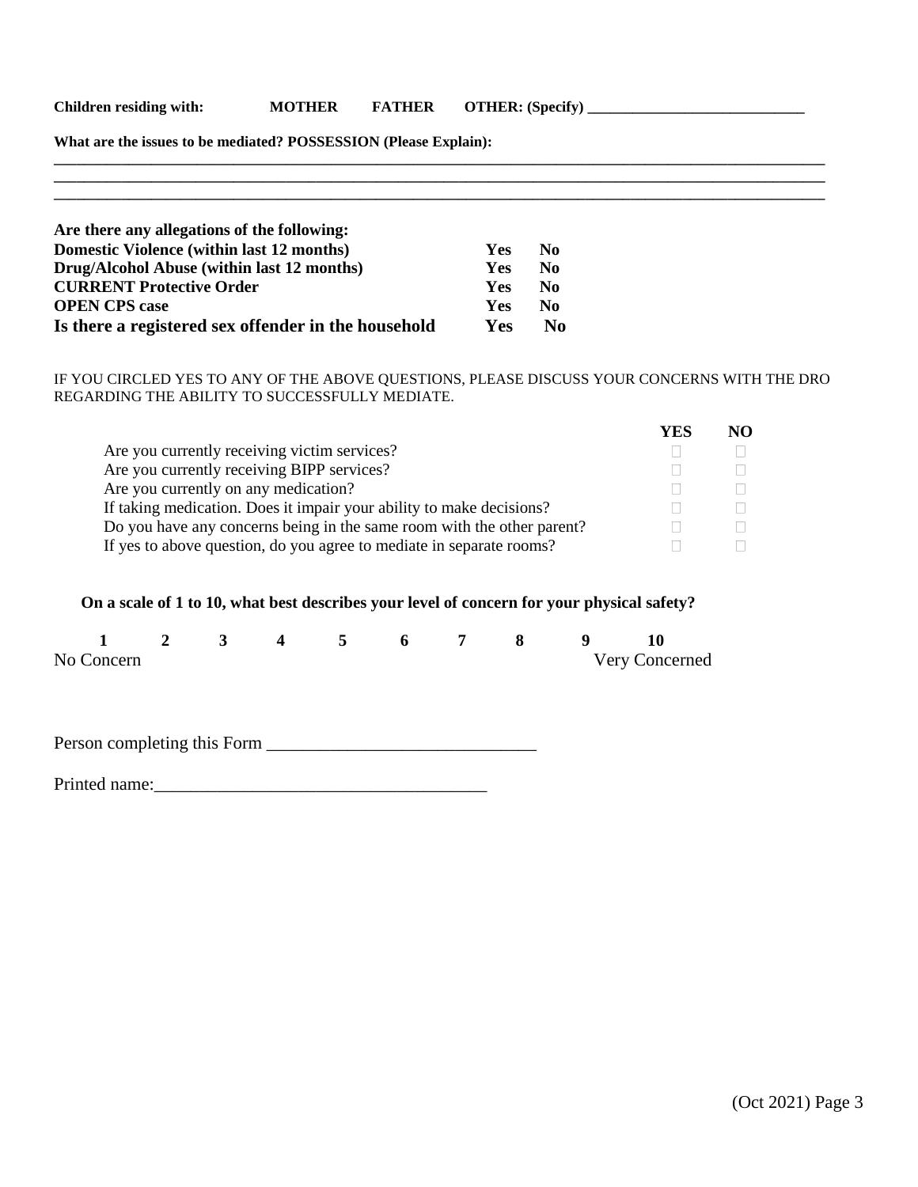**Children residing with: MOTHER FATHER OTHER: (Specify) ______________________________**

**What are the issues to be mediated? POSSESSION (Please Explain):**

______________________________________________________________________________________________

______________________________________________________________________________________________

______________________________________________________________________________________________

| **Are there any allegations of the following:** | | |
|---|---|---|
| **Domestic Violence (within last 12 months)** | **Yes** | **No** |
| **Drug/Alcohol Abuse (within last 12 months)** | **Yes** | **No** |
| **CURRENT Protective Order** | **Yes** | **No** |
| **OPEN CPS case** | **Yes** | **No** |
| **Is there a registered sex offender in the household** | **Yes** | **No** |

IF YOU CIRCLED YES TO ANY OF THE ABOVE QUESTIONS, PLEASE DISCUSS YOUR CONCERNS WITH THE DRO REGARDING THE ABILITY TO SUCCESSFULLY MEDIATE.

| | **YES** | **NO** |
|---|---|---|
| Are you currently receiving victim services? | ☐ | ☐ |
| Are you currently receiving BIPP services? | ☐ | ☐ |
| Are you currently on any medication? | ☐ | ☐ |
| If taking medication. Does it impair your ability to make decisions? | ☐ | ☐ |
| Do you have any concerns being in the same room with the other parent? | ☐ | ☐ |
| If yes to above question, do you agree to mediate in separate rooms? | ☐ | ☐ |

**On a scale of 1 to 10, what best describes your level of concern for your physical safety?**

**1 2 3 4 5 6 7 8 9 10**

No Concern Very Concerned

Person completing this Form ______________________________

Printed name:_____________________________________

(Oct 2021)